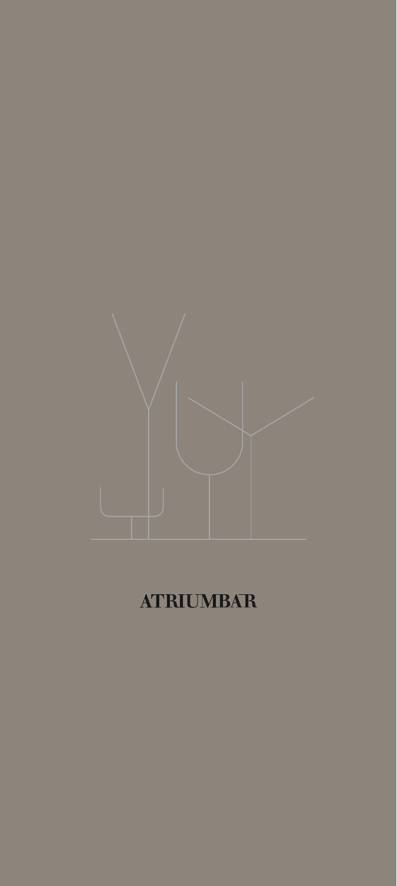# ATRIUMBAR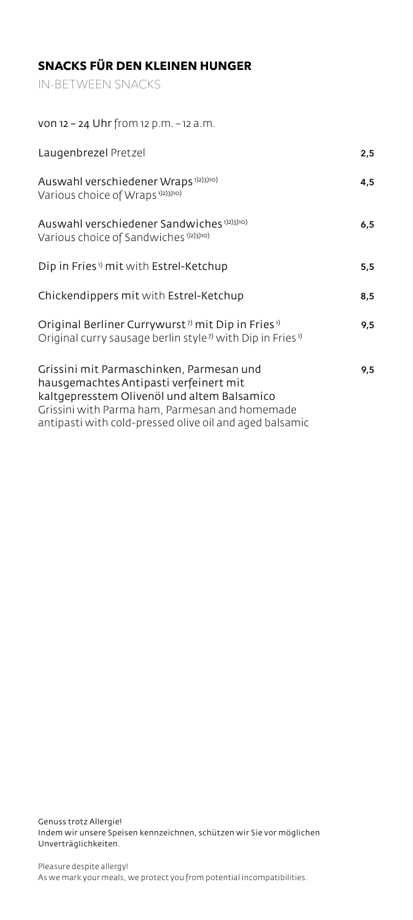## SNACKS FÜR DEN KLEINEN HUNGER

IN-BETWEEN SNACKS

von 12 – 24 Uhr from 12 p.m. – 12 a.m.

| | |
|---|---|
| Laugenbrezel Pretzel | 2,5 |
| Auswahl verschiedener Wraps [1)2)3)10)]<br>Various choice of Wraps [1)2)3)10)] | 4,5 |
| Auswahl verschiedener Sandwiches [1)2)3)10)]<br>Various choice of Sandwiches [1)2)3)10)] | 6,5 |
| Dip in Fries [1)] mit with Estrel-Ketchup | 5,5 |
| Chickendippers mit with Estrel-Ketchup | 8,5 |
| Original Berliner Currywurst [7)] mit Dip in Fries [1)]<br>Original curry sausage berlin style [7)] with Dip in Fries [1)] | 9,5 |
| Grissini mit Parmaschinken, Parmesan und hausgemachtes Antipasti verfeinert mit kaltgepresstem Olivenöl und altem Balsamico<br>Grissini with Parma ham, Parmesan and homemade antipasti with cold-pressed olive oil and aged balsamic | 9,5 |

Genuss trotz Allergie!
Indem wir unsere Speisen kennzeichnen, schützen wir Sie vor möglichen Unverträglichkeiten.

Pleasure despite allergy!
As we mark your meals, we protect you from potential incompatibilities.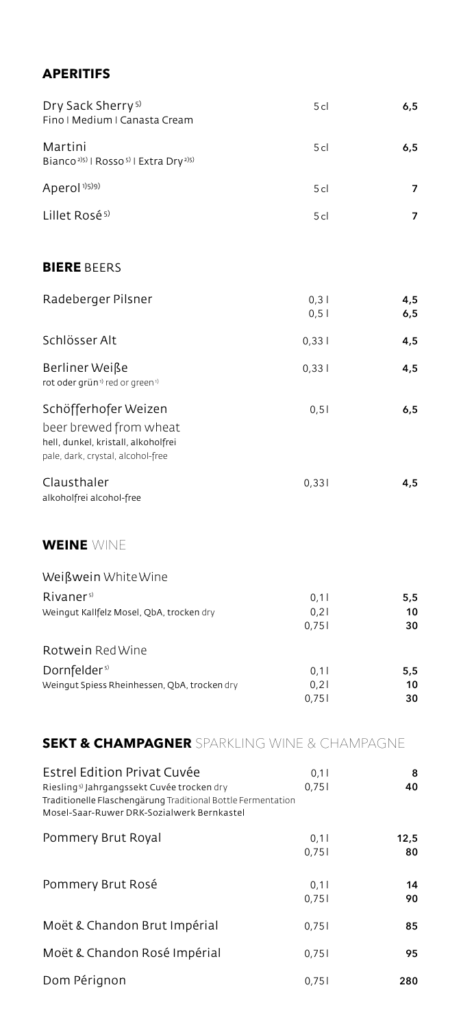## APERITIFS

| | | |
|---|---|---|
| Dry Sack Sherry[5]<br>Fino I Medium I Canasta Cream | 5 cl | **6,5** |
| Martini<br>Bianco[2)5)] I Rosso[5)] I Extra Dry[2)5)] | 5 cl | **6,5** |
| Aperol[1)5)9)] | 5 cl | **7** |
| Lillet Rosé[5)] | 5 cl | **7** |

## BIERE BEERS

| | | |
|---|---|---|
| Radeberger Pilsner | 0,3 l<br>0,5 l | **4,5**<br>**6,5** |
| Schlösser Alt | 0,33 l | **4,5** |
| Berliner Weiße<br>rot oder grün[1)] red or green[1)] | 0,33 l | **4,5** |
| Schöfferhofer Weizen<br>beer brewed from wheat<br>hell, dunkel, kristall, alkoholfrei<br>pale, dark, crystal, alcohol-free | 0,5 l | **6,5** |
| Clausthaler<br>alkoholfrei alcohol-free | 0,33 l | **4,5** |

## WEINE WINE

### Weißwein White Wine

| | | |
|---|---|---|
| Rivaner[5)]<br>Weingut Kallfelz Mosel, QbA, trocken dry | 0,1 l<br>0,2 l<br>0,75 l | **5,5**<br>**10**<br>**30** |

### Rotwein Red Wine

| | | |
|---|---|---|
| Dornfelder[5)]<br>Weingut Spiess Rheinhessen, QbA, trocken dry | 0,1 l<br>0,2 l<br>0,75 l | **5,5**<br>**10**<br>**30** |

## SEKT & CHAMPAGNER SPARKLING WINE & CHAMPAGNE

| | | |
|---|---|---|
| Estrel Edition Privat Cuvée<br>Riesling[5)] Jahrgangssekt Cuvée trocken dry<br>Traditionelle Flaschengärung Traditional Bottle Fermentation<br>Mosel-Saar-Ruwer DRK-Sozialwerk Bernkastel | 0,1 l<br>0,75 l | **8**<br>**40** |
| Pommery Brut Royal | 0,1 l<br>0,75 l | **12,5**<br>**80** |
| Pommery Brut Rosé | 0,1 l<br>0,75 l | **14**<br>**90** |
| Moët & Chandon Brut Impérial | 0,75 l | **85** |
| Moët & Chandon Rosé Impérial | 0,75 l | **95** |
| Dom Pérignon | 0,75 l | **280** |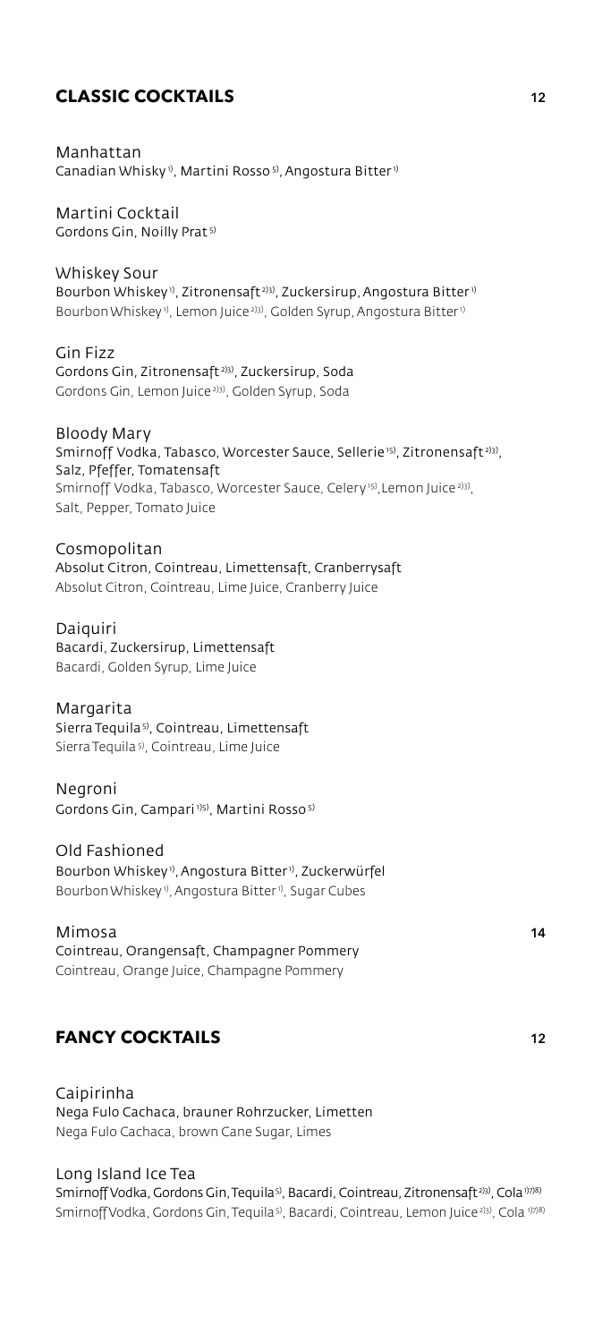## **CLASSIC COCKTAILS** 12

Manhattan
Canadian Whisky[1], Martini Rosso[5], Angostura Bitter[1]

Martini Cocktail
Gordons Gin, Noilly Prat[5]

Whiskey Sour
Bourbon Whiskey[1], Zitronensaft[2)3)], Zuckersirup, Angostura Bitter[1]
Bourbon Whiskey[1], Lemon Juice[2)3)], Golden Syrup, Angostura Bitter[1]

Gin Fizz
Gordons Gin, Zitronensaft[2)3)], Zuckersirup, Soda
Gordons Gin, Lemon Juice[2)3)], Golden Syrup, Soda

Bloody Mary
Smirnoff Vodka, Tabasco, Worcester Sauce, Sellerie[15], Zitronensaft[2)3)], Salz, Pfeffer, Tomatensaft
Smirnoff Vodka, Tabasco, Worcester Sauce, Celery[15], Lemon Juice[2)3)], Salt, Pepper, Tomato Juice

Cosmopolitan
Absolut Citron, Cointreau, Limettensaft, Cranberrysaft
Absolut Citron, Cointreau, Lime Juice, Cranberry Juice

Daiquiri
Bacardi, Zuckersirup, Limettensaft
Bacardi, Golden Syrup, Lime Juice

Margarita
Sierra Tequila[5], Cointreau, Limettensaft
Sierra Tequila[5], Cointreau, Lime Juice

Negroni
Gordons Gin, Campari[1)5)], Martini Rosso[5]

Old Fashioned
Bourbon Whiskey[1], Angostura Bitter[1], Zuckerwürfel
Bourbon Whiskey[1], Angostura Bitter[1], Sugar Cubes

Mimosa 14
Cointreau, Orangensaft, Champagner Pommery
Cointreau, Orange Juice, Champagne Pommery

## **FANCY COCKTAILS** 12

Caipirinha
Nega Fulo Cachaca, brauner Rohrzucker, Limetten
Nega Fulo Cachaca, brown Cane Sugar, Limes

Long Island Ice Tea
Smirnoff Vodka, Gordons Gin, Tequila[5], Bacardi, Cointreau, Zitronensaft[2)3)], Cola[1)7)8)]
Smirnoff Vodka, Gordons Gin, Tequila[5], Bacardi, Cointreau, Lemon Juice[2)3)], Cola[1)7)8)]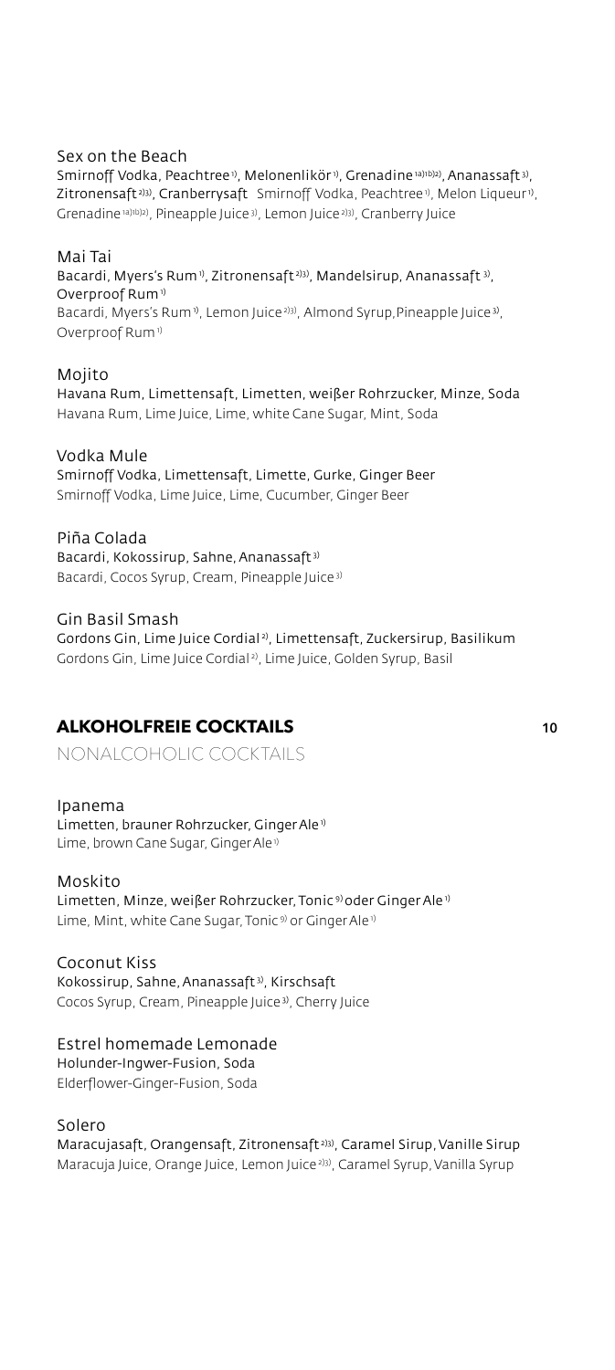Sex on the Beach

Smirnoff Vodka, Peachtree[1], Melonenlikör[1], Grenadine[1a)1b)2)], Ananassaft[3], Zitronensaft[2)3)], Cranberrysaft Smirnoff Vodka, Peachtree[1], Melon Liqueur[1], Grenadine[1a)1b)2)], Pineapple Juice[3], Lemon Juice[2)3)], Cranberry Juice

Mai Tai

Bacardi, Myers's Rum[1], Zitronensaft[2)3)], Mandelsirup, Ananassaft[3], Overproof Rum[1]

Bacardi, Myers's Rum[1], Lemon Juice[2)3)], Almond Syrup, Pineapple Juice[3], Overproof Rum[1]

Mojito

Havana Rum, Limettensaft, Limetten, weißer Rohrzucker, Minze, Soda

Havana Rum, Lime Juice, Lime, white Cane Sugar, Mint, Soda

Vodka Mule

Smirnoff Vodka, Limettensaft, Limette, Gurke, Ginger Beer

Smirnoff Vodka, Lime Juice, Lime, Cucumber, Ginger Beer

Piña Colada

Bacardi, Kokossirup, Sahne, Ananassaft[3]

Bacardi, Cocos Syrup, Cream, Pineapple Juice[3]

Gin Basil Smash

Gordons Gin, Lime Juice Cordial[2], Limettensaft, Zuckersirup, Basilikum

Gordons Gin, Lime Juice Cordial[2], Lime Juice, Golden Syrup, Basil

## ALKOHOLFREIE COCKTAILS 10

NONALCOHOLIC COCKTAILS

Ipanema

Limetten, brauner Rohrzucker, Ginger Ale[1]

Lime, brown Cane Sugar, Ginger Ale[1]

Moskito

Limetten, Minze, weißer Rohrzucker, Tonic[9] oder Ginger Ale[1]

Lime, Mint, white Cane Sugar, Tonic[9] or Ginger Ale[1]

Coconut Kiss

Kokossirup, Sahne, Ananassaft[3], Kirschsaft

Cocos Syrup, Cream, Pineapple Juice[3], Cherry Juice

Estrel homemade Lemonade

Holunder-Ingwer-Fusion, Soda

Elderflower-Ginger-Fusion, Soda

Solero

Maracujasaft, Orangensaft, Zitronensaft[2)3)], Caramel Sirup, Vanille Sirup

Maracuja Juice, Orange Juice, Lemon Juice[2)3)], Caramel Syrup, Vanilla Syrup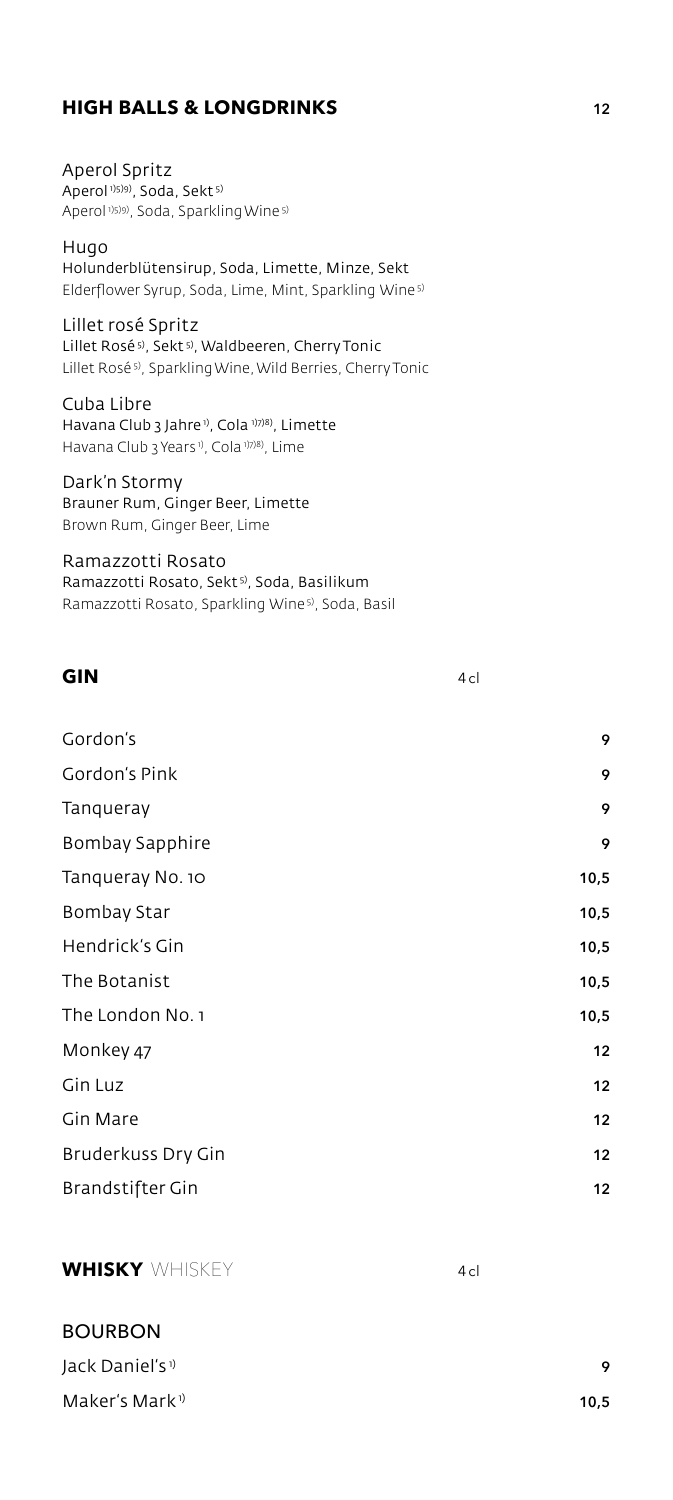## HIGH BALLS & LONGDRINKS 12

Aperol Spritz
Aperol [1)5)9)], Soda, Sekt [5)]
Aperol [1)5)9)], Soda, Sparkling Wine [5)]

Hugo
Holunderblütensirup, Soda, Limette, Minze, Sekt
Elderflower Syrup, Soda, Lime, Mint, Sparkling Wine [5)]

Lillet rosé Spritz
Lillet Rosé [5)], Sekt [5)], Waldbeeren, Cherry Tonic
Lillet Rosé [5)], Sparkling Wine, Wild Berries, Cherry Tonic

Cuba Libre
Havana Club 3 Jahre [1)], Cola [1)7)8)], Limette
Havana Club 3 Years [1)], Cola [1)7)8)], Lime

Dark'n Stormy
Brauner Rum, Ginger Beer, Limette
Brown Rum, Ginger Beer, Lime

Ramazzotti Rosato
Ramazzotti Rosato, Sekt [5)], Soda, Basilikum
Ramazzotti Rosato, Sparkling Wine [5)], Soda, Basil

## GIN 4 cl

| | |
|---|---|
| Gordon's | 9 |
| Gordon's Pink | 9 |
| Tanqueray | 9 |
| Bombay Sapphire | 9 |
| Tanqueray No. 10 | 10,5 |
| Bombay Star | 10,5 |
| Hendrick's Gin | 10,5 |
| The Botanist | 10,5 |
| The London No. 1 | 10,5 |
| Monkey 47 | 12 |
| Gin Luz | 12 |
| Gin Mare | 12 |
| Bruderkuss Dry Gin | 12 |
| Brandstifter Gin | 12 |

## WHISKY WHISKEY 4 cl

### BOURBON

| | |
|---|---|
| Jack Daniel's [1)] | 9 |
| Maker's Mark [1)] | 10,5 |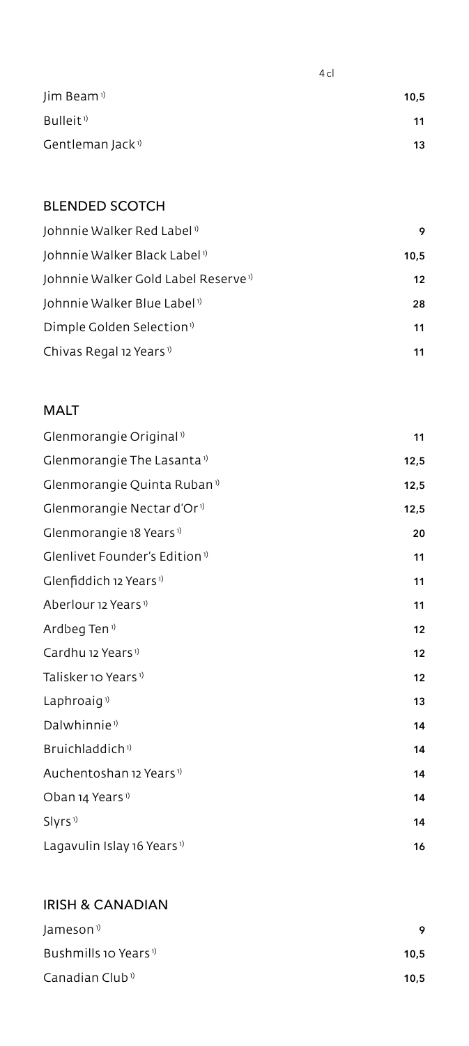| | 4 cl |
|---|---|
| Jim Beam[1] | 10,5 |
| Bulleit[1] | 11 |
| Gentleman Jack[1] | 13 |

## BLENDED SCOTCH

| | |
|---|---|
| Johnnie Walker Red Label[1] | 9 |
| Johnnie Walker Black Label[1] | 10,5 |
| Johnnie Walker Gold Label Reserve[1] | 12 |
| Johnnie Walker Blue Label[1] | 28 |
| Dimple Golden Selection[1] | 11 |
| Chivas Regal 12 Years[1] | 11 |

## MALT

| | |
|---|---|
| Glenmorangie Original[1] | 11 |
| Glenmorangie The Lasanta[1] | 12,5 |
| Glenmorangie Quinta Ruban[1] | 12,5 |
| Glenmorangie Nectar d'Or[1] | 12,5 |
| Glenmorangie 18 Years[1] | 20 |
| Glenlivet Founder's Edition[1] | 11 |
| Glenfiddich 12 Years[1] | 11 |
| Aberlour 12 Years[1] | 11 |
| Ardbeg Ten[1] | 12 |
| Cardhu 12 Years[1] | 12 |
| Talisker 10 Years[1] | 12 |
| Laphroaig[1] | 13 |
| Dalwhinnie[1] | 14 |
| Bruichladdich[1] | 14 |
| Auchentoshan 12 Years[1] | 14 |
| Oban 14 Years[1] | 14 |
| Slyrs[1] | 14 |
| Lagavulin Islay 16 Years[1] | 16 |

## IRISH & CANADIAN

| | |
|---|---|
| Jameson[1] | 9 |
| Bushmills 10 Years[1] | 10,5 |
| Canadian Club[1] | 10,5 |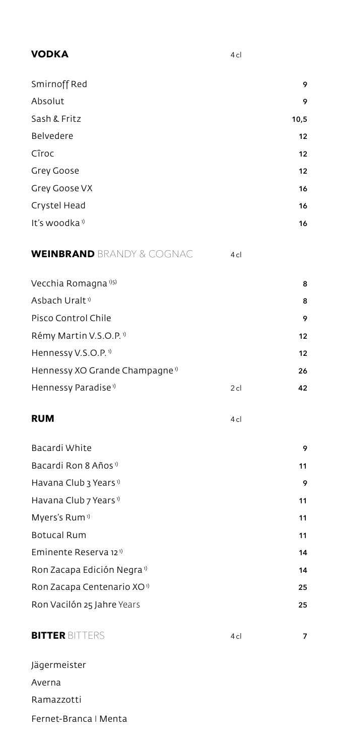## **VODKA** 4 cl

| | | |
|---|---|---|
| Smirnoff Red | | 9 |
| Absolut | | 9 |
| Sash & Fritz | | 10,5 |
| Belvedere | | 12 |
| Cîroc | | 12 |
| Grey Goose | | 12 |
| Grey Goose VX | | 16 |
| Crystel Head | | 16 |
| It's woodka[1] | | 16 |

## **WEINBRAND** BRANDY & COGNAC 4 cl

| | | |
|---|---|---|
| Vecchia Romagna[1)5)] | | 8 |
| Asbach Uralt[1] | | 8 |
| Pisco Control Chile | | 9 |
| Rémy Martin V.S.O.P.[1] | | 12 |
| Hennessy V.S.O.P.[1] | | 12 |
| Hennessy XO Grande Champagne[1] | | 26 |
| Hennessy Paradise[1] | 2 cl | 42 |

## **RUM** 4 cl

| | | |
|---|---|---|
| Bacardi White | | 9 |
| Bacardi Ron 8 Años[1] | | 11 |
| Havana Club 3 Years[1] | | 9 |
| Havana Club 7 Years[1] | | 11 |
| Myers's Rum[1] | | 11 |
| Botucal Rum | | 11 |
| Eminente Reserva 12[1] | | 14 |
| Ron Zacapa Edición Negra[1] | | 14 |
| Ron Zacapa Centenario XO[1] | | 25 |
| Ron Vacilón 25 Jahre Years | | 25 |

## **BITTER** BITTERS 4 cl 7

Jägermeister
Averna
Ramazzotti
Fernet-Branca | Menta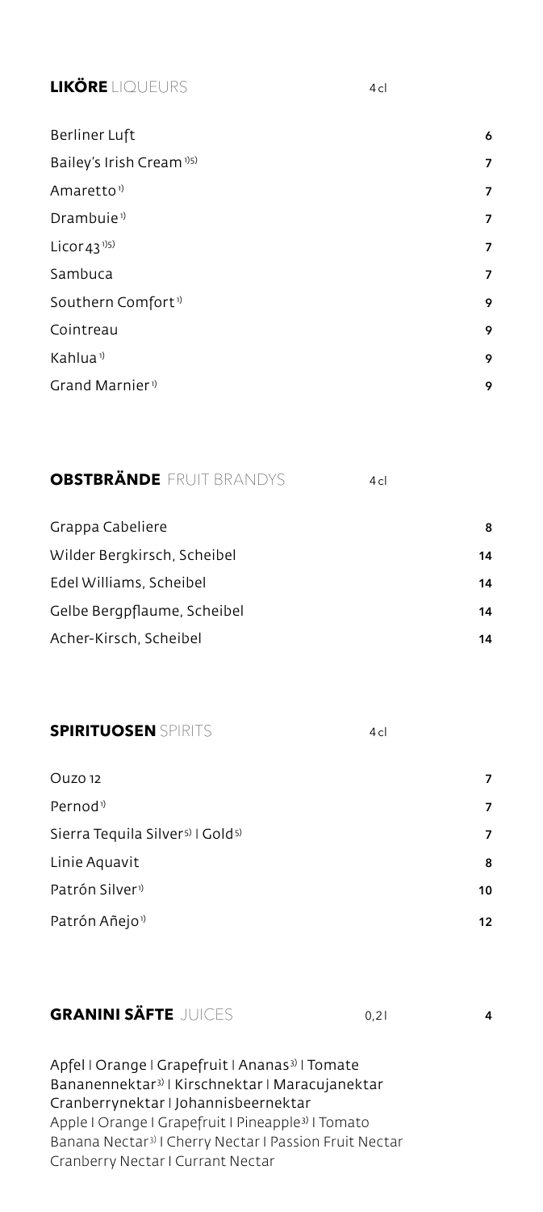## **LIKÖRE** LIQUEURS

| | 4 cl |
|---|---|
| Berliner Luft | 6 |
| Bailey's Irish Cream[1)5)] | 7 |
| Amaretto[1)] | 7 |
| Drambuie[1)] | 7 |
| Licor 43[1)5)] | 7 |
| Sambuca | 7 |
| Southern Comfort[1)] | 9 |
| Cointreau | 9 |
| Kahlua[1)] | 9 |
| Grand Marnier[1)] | 9 |

## **OBSTBRÄNDE** FRUIT BRANDYS

| | 4 cl |
|---|---|
| Grappa Cabeliere | 8 |
| Wilder Bergkirsch, Scheibel | 14 |
| Edel Williams, Scheibel | 14 |
| Gelbe Bergpflaume, Scheibel | 14 |
| Acher-Kirsch, Scheibel | 14 |

## **SPIRITUOSEN** SPIRITS

| | 4 cl |
|---|---|
| Ouzo 12 | 7 |
| Pernod[1)] | 7 |
| Sierra Tequila Silver[5)] I Gold[5)] | 7 |
| Linie Aquavit | 8 |
| Patrón Silver[1)] | 10 |
| Patrón Añejo[1)] | 12 |

## **GRANINI SÄFTE** JUICES 0,2 l — 4

Apfel I Orange I Grapefruit I Ananas[3)] I Tomate
Bananennektar[3)] I Kirschnektar I Maracujanektar
Cranberrynektar I Johannisbeernektar
Apple I Orange I Grapefruit I Pineapple[3)] I Tomato
Banana Nectar[3)] I Cherry Nectar I Passion Fruit Nectar
Cranberry Nectar I Currant Nectar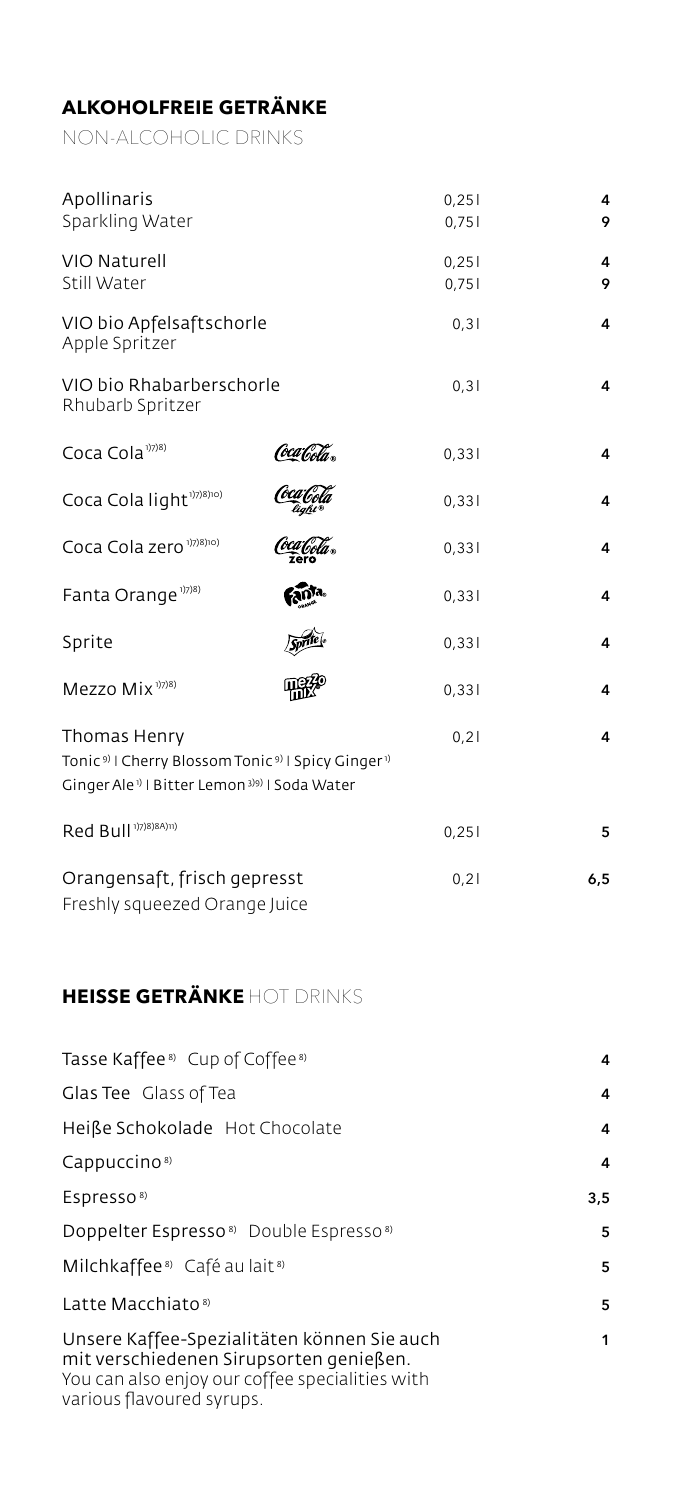## ALKOHOLFREIE GETRÄNKE

NON-ALCOHOLIC DRINKS

| | | |
|---|---|---|
| Apollinaris<br>Sparkling Water | 0,25l<br>0,75l | 4<br>9 |
| VIO Naturell<br>Still Water | 0,25l<br>0,75l | 4<br>9 |
| VIO bio Apfelsaftschorle<br>Apple Spritzer | 0,3l | 4 |
| VIO bio Rhabarberschorle<br>Rhubarb Spritzer | 0,3l | 4 |
| Coca Cola[1)7)8)] | 0,33l | 4 |
| Coca Cola light[1)7)8)10)] | 0,33l | 4 |
| Coca Cola zero[1)7)8)10)] | 0,33l | 4 |
| Fanta Orange[1)7)8)] | 0,33l | 4 |
| Sprite | 0,33l | 4 |
| Mezzo Mix[1)7)8)] | 0,33l | 4 |
| Thomas Henry<br>Tonic[9)] I Cherry Blossom Tonic[9)] I Spicy Ginger[1)]<br>Ginger Ale[1)] I Bitter Lemon[3)9)] I Soda Water | 0,2l | 4 |
| Red Bull[1)7)8)A)11)] | 0,25l | 5 |
| Orangensaft, frisch gepresst<br>Freshly squeezed Orange Juice | 0,2l | 6,5 |

## HEISSE GETRÄNKE HOT DRINKS

| | |
|---|---|
| Tasse Kaffee[8)] Cup of Coffee[8)] | 4 |
| Glas Tee Glass of Tea | 4 |
| Heiße Schokolade Hot Chocolate | 4 |
| Cappuccino[8)] | 4 |
| Espresso[8)] | 3,5 |
| Doppelter Espresso[8)] Double Espresso[8)] | 5 |
| Milchkaffee[8)] Café au lait[8)] | 5 |
| Latte Macchiato[8)] | 5 |
| Unsere Kaffee-Spezialitäten können Sie auch mit verschiedenen Sirupsorten genießen.<br>You can also enjoy our coffee specialities with various flavoured syrups. | 1 |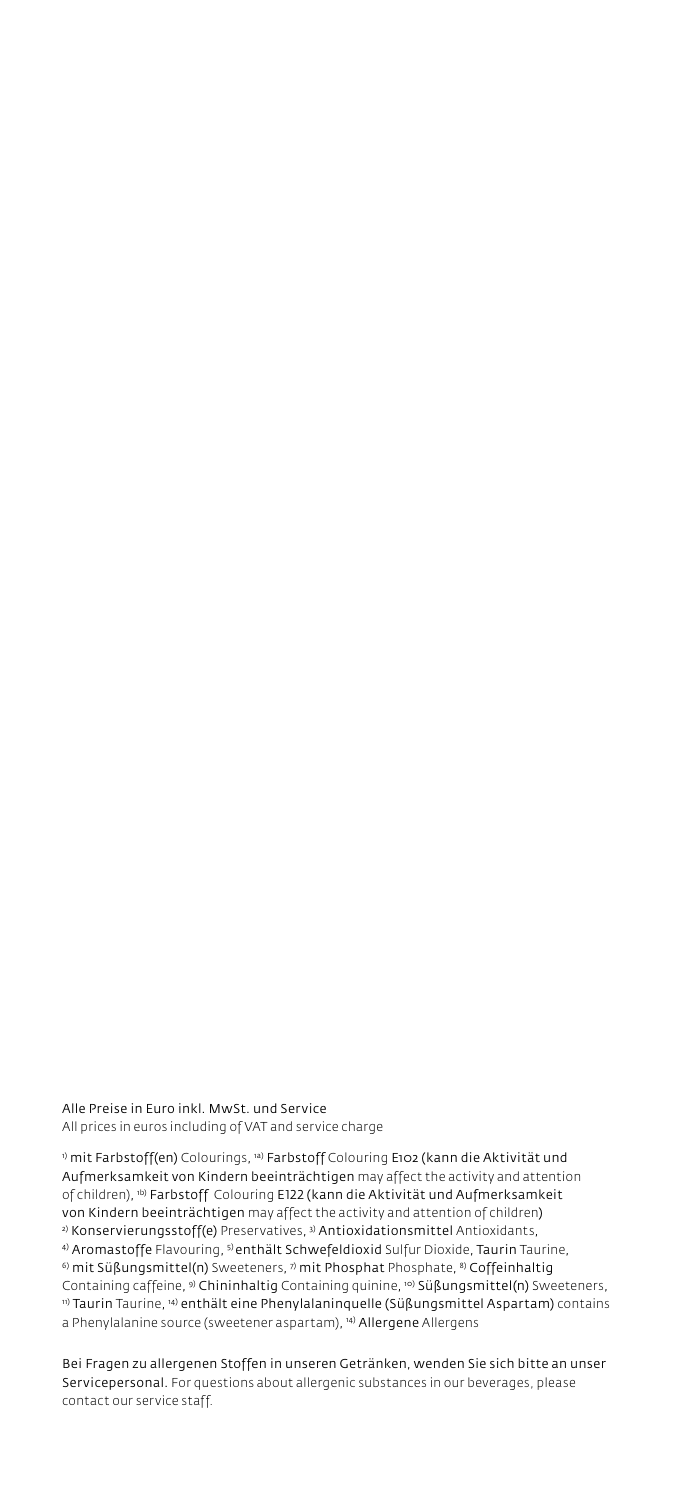Alle Preise in Euro inkl. MwSt. und Service
All prices in euros including of VAT and service charge

[1] mit Farbstoff(en) Colourings, [1a] Farbstoff Colouring E102 (kann die Aktivität und Aufmerksamkeit von Kindern beeinträchtigen may affect the activity and attention of children), [1b] Farbstoff Colouring E122 (kann die Aktivität und Aufmerksamkeit von Kindern beeinträchtigen may affect the activity and attention of children) [2] Konservierungsstoff(e) Preservatives, [3] Antioxidationsmittel Antioxidants, [4] Aromastoffe Flavouring, [5] enthält Schwefeldioxid Sulfur Dioxide, Taurin Taurine, [6] mit Süßungsmittel(n) Sweeteners, [7] mit Phosphat Phosphate, [8] Coffeinhaltig Containing caffeine, [9] Chininhaltig Containing quinine, [10] Süßungsmittel(n) Sweeteners, [11] Taurin Taurine, [14] enthält eine Phenylalaninquelle (Süßungsmittel Aspartam) contains a Phenylalanine source (sweetener aspartam), [14] Allergene Allergens

Bei Fragen zu allergenen Stoffen in unseren Getränken, wenden Sie sich bitte an unser Servicepersonal. For questions about allergenic substances in our beverages, please contact our service staff.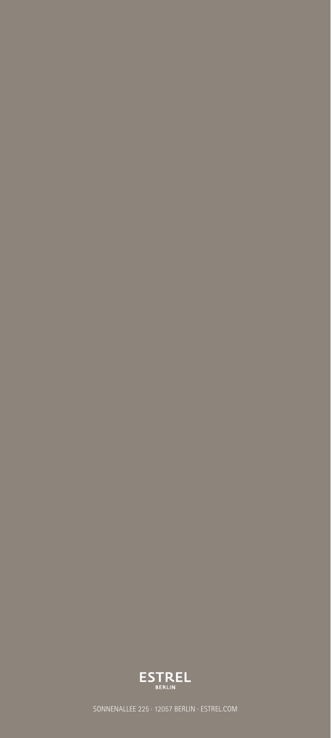ESTREL

BERLIN

SONNENALLEE 225 · 12057 BERLIN · ESTREL.COM